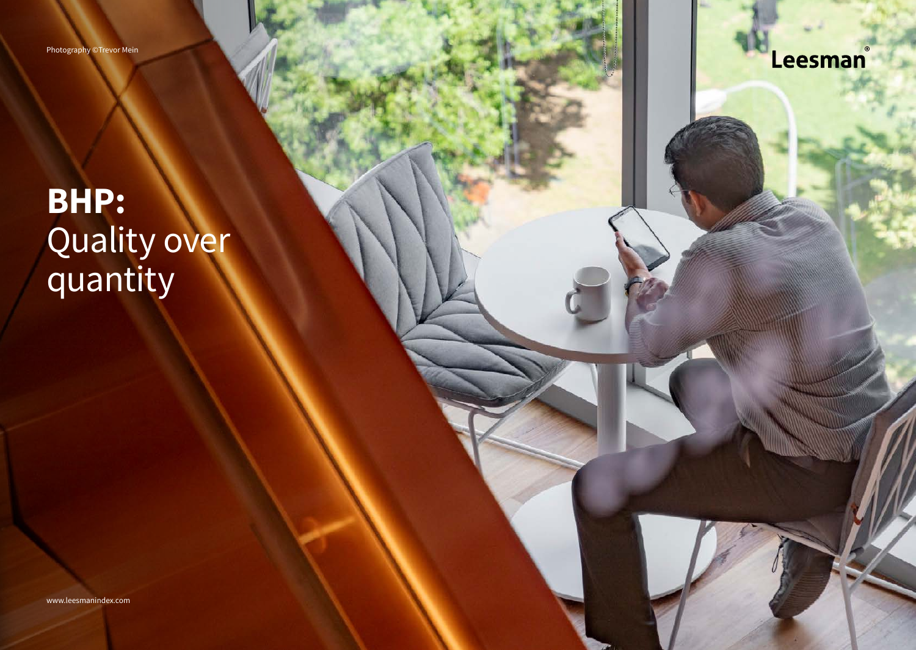Photography ©Trevor Mein

Leesman®

# **BHP:** Quality over quantity

www.leesmanindex.com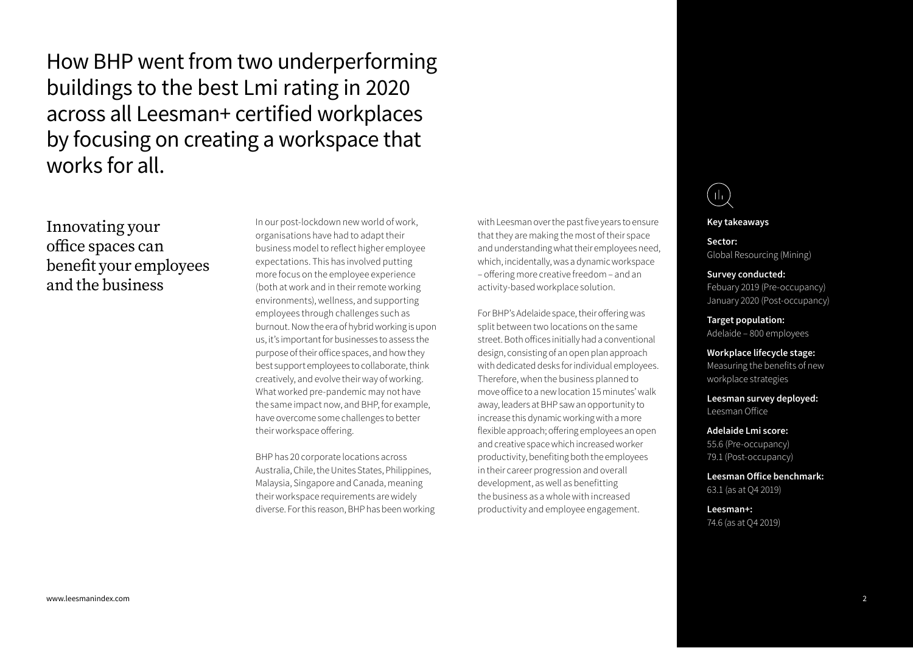# How BHP went from two underperforming buildings to the best Lmi rating in 2020 across all Leesman+ certified workplaces by focusing on creating a workspace that works for all.

## Innovating your office spaces can benefit your employees and the business

In our post-lockdown new world of work, organisations have had to adapt their business model to reflect higher employee expectations. This has involved putting more focus on the employee experience (both at work and in their remote working environments), wellness, and supporting employees through challenges such as burnout. Now the era of hybrid working is upon us, it's important for businesses to assess the purpose of their office spaces, and how they best support employees to collaborate, think creatively, and evolve their way of working. What worked pre-pandemic may not have the same impact now, and BHP, for example, have overcome some challenges to better their workspace offering.

BHP has 20 corporate locations across Australia, Chile, the Unites States, Philippines, Malaysia, Singapore and Canada, meaning their workspace requirements are widely diverse. For this reason, BHP has been working with Leesman over the past five years to ensure that they are making the most of their space and understanding what their employees need, which, incidentally, was a dynamic workspace – offering more creative freedom – and an activity-based workplace solution.

For BHP's Adelaide space, their offering was split between two locations on the same street. Both offices initially had a conventional design, consisting of an open plan approach with dedicated desks for individual employees. Therefore, when the business planned to move office to a new location 15 minutes' walk away, leaders at BHP saw an opportunity to increase this dynamic working with a more flexible approach; offering employees an open and creative space which increased worker productivity, benefiting both the employees in their career progression and overall development, as well as benefitting the business as a whole with increased productivity and employee engagement.

**Key takeaways**

**Sector:**
Global Resourcing (Mining)

**Survey conducted:**
Febuary 2019 (Pre-occupancy)
January 2020 (Post-occupancy)

**Target population:**
Adelaide – 800 employees

**Workplace lifecycle stage:**
Measuring the benefits of new workplace strategies

**Leesman survey deployed:**
Leesman Office

**Adelaide Lmi score:**
55.6 (Pre-occupancy)
79.1 (Post-occupancy)

**Leesman Office benchmark:**
63.1 (as at Q4 2019)

**Leesman+:**
74.6 (as at Q4 2019)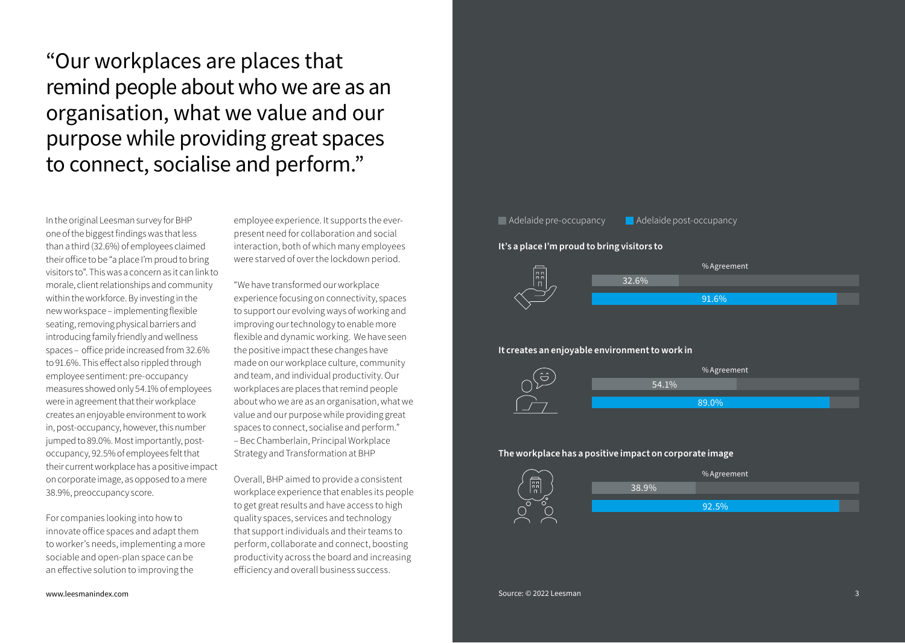# “Our workplaces are places that remind people about who we are as an organisation, what we value and our purpose while providing great spaces to connect, socialise and perform.”

In the original Leesman survey for BHP one of the biggest findings was that less than a third (32.6%) of employees claimed their office to be “a place I’m proud to bring visitors to”. This was a concern as it can link to morale, client relationships and community within the workforce. By investing in the new workspace – implementing flexible seating, removing physical barriers and introducing family friendly and wellness spaces – office pride increased from 32.6% to 91.6%. This effect also rippled through employee sentiment: pre-occupancy measures showed only 54.1% of employees were in agreement that their workplace creates an enjoyable environment to work in, post-occupancy, however, this number jumped to 89.0%. Most importantly, post-occupancy, 92.5% of employees felt that their current workplace has a positive impact on corporate image, as opposed to a mere 38.9%, preoccupancy score.

For companies looking into how to innovate office spaces and adapt them to worker’s needs, implementing a more sociable and open-plan space can be an effective solution to improving the employee experience. It supports the ever-present need for collaboration and social interaction, both of which many employees were starved of over the lockdown period.

“We have transformed our workplace experience focusing on connectivity, spaces to support our evolving ways of working and improving our technology to enable more flexible and dynamic working. We have seen the positive impact these changes have made on our workplace culture, community and team, and individual productivity. Our workplaces are places that remind people about who we are as an organisation, what we value and our purpose while providing great spaces to connect, socialise and perform.”
– Bec Chamberlain, Principal Workplace Strategy and Transformation at BHP

Overall, BHP aimed to provide a consistent workplace experience that enables its people to get great results and have access to high quality spaces, services and technology that support individuals and their teams to perform, collaborate and connect, boosting productivity across the board and increasing efficiency and overall business success.

| % Agreement | Adelaide pre-occupancy | Adelaide post-occupancy |
| --- | --- | --- |
| It’s a place I’m proud to bring visitors to | 32.6% | 91.6% |
| It creates an enjoyable environment to work in | 54.1% | 89.0% |
| The workplace has a positive impact on corporate image | 38.9% | 92.5% |

Source: © 2022 Leesman

www.leesmanindex.com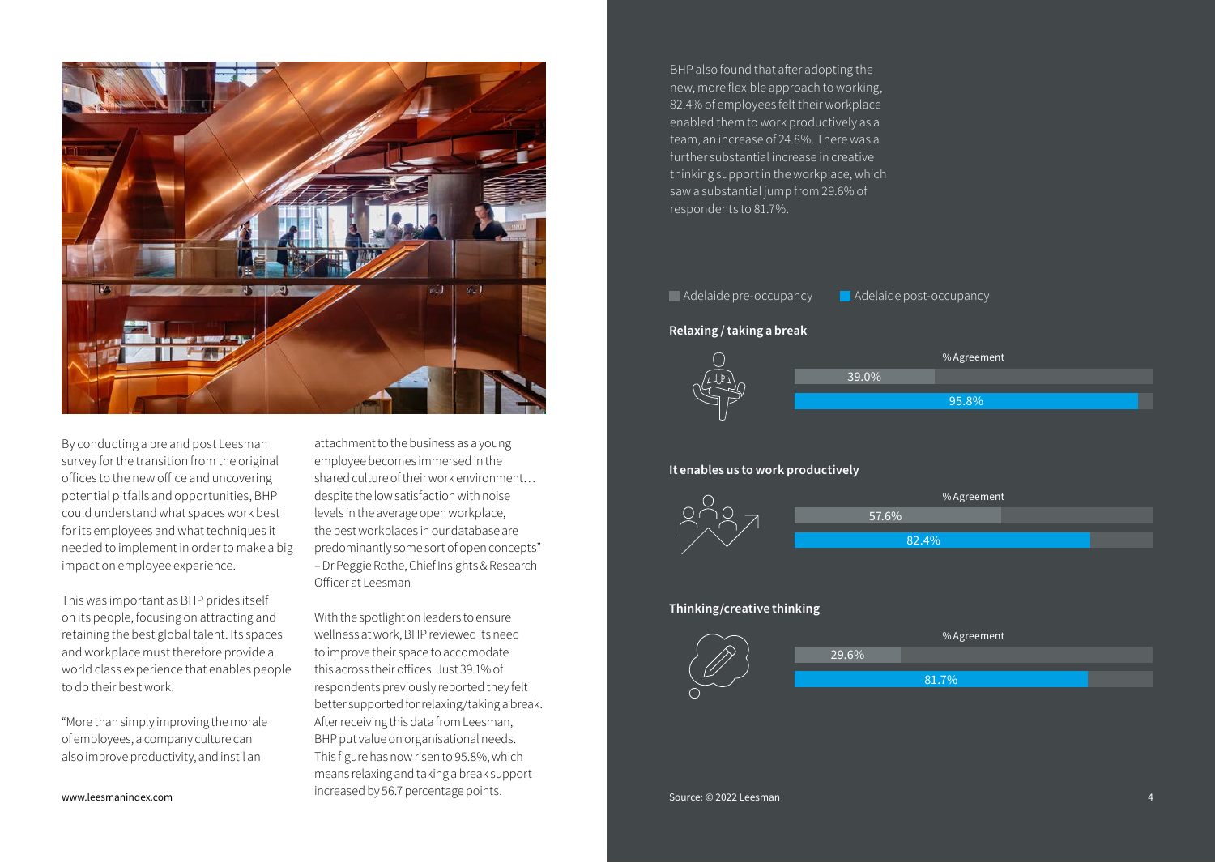By conducting a pre and post Leesman survey for the transition from the original offices to the new office and uncovering potential pitfalls and opportunities, BHP could understand what spaces work best for its employees and what techniques it needed to implement in order to make a big impact on employee experience.

This was important as BHP prides itself on its people, focusing on attracting and retaining the best global talent. Its spaces and workplace must therefore provide a world class experience that enables people to do their best work.

"More than simply improving the morale of employees, a company culture can also improve productivity, and instil an attachment to the business as a young employee becomes immersed in the shared culture of their work environment… despite the low satisfaction with noise levels in the average open workplace, the best workplaces in our database are predominantly some sort of open concepts" – Dr Peggie Rothe, Chief Insights & Research Officer at Leesman

With the spotlight on leaders to ensure wellness at work, BHP reviewed its need to improve their space to accomodate this across their offices. Just 39.1% of respondents previously reported they felt better supported for relaxing/taking a break. After receiving this data from Leesman, BHP put value on organisational needs. This figure has now risen to 95.8%, which means relaxing and taking a break support increased by 56.7 percentage points.

BHP also found that after adopting the new, more flexible approach to working, 82.4% of employees felt their workplace enabled them to work productively as a team, an increase of 24.8%. There was a further substantial increase in creative thinking support in the workplace, which saw a substantial jump from 29.6% of respondents to 81.7%.

| % Agreement | Adelaide pre-occupancy | Adelaide post-occupancy |
| --- | --- | --- |
| **Relaxing / taking a break** | 39.0% | 95.8% |
| **It enables us to work productively** | 57.6% | 82.4% |
| **Thinking/creative thinking** | 29.6% | 81.7% |

Source: © 2022 Leesman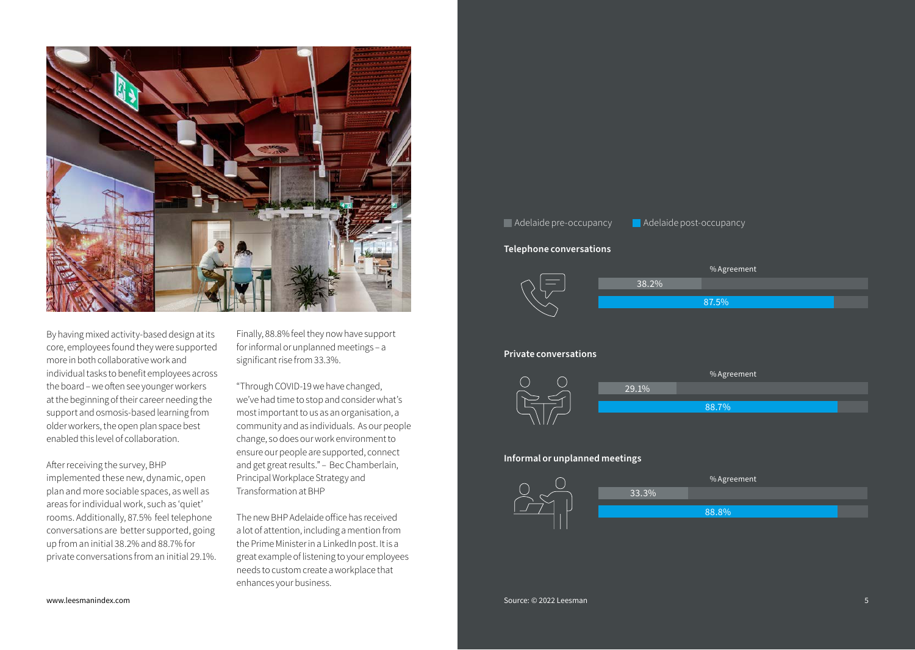By having mixed activity-based design at its core, employees found they were supported more in both collaborative work and individual tasks to benefit employees across the board – we often see younger workers at the beginning of their career needing the support and osmosis-based learning from older workers, the open plan space best enabled this level of collaboration.

After receiving the survey, BHP implemented these new, dynamic, open plan and more sociable spaces, as well as areas for individual work, such as 'quiet' rooms. Additionally, 87.5% feel telephone conversations are better supported, going up from an initial 38.2% and 88.7% for private conversations from an initial 29.1%.

Finally, 88.8% feel they now have support for informal or unplanned meetings – a significant rise from 33.3%.

"Through COVID-19 we have changed, we've had time to stop and consider what's most important to us as an organisation, a community and as individuals. As our people change, so does our work environment to ensure our people are supported, connect and get great results." – Bec Chamberlain, Principal Workplace Strategy and Transformation at BHP

The new BHP Adelaide office has received a lot of attention, including a mention from the Prime Minister in a LinkedIn post. It is a great example of listening to your employees needs to custom create a workplace that enhances your business.

www.leesmanindex.com

| % Agreement | Adelaide pre-occupancy | Adelaide post-occupancy |
|---|---|---|
| **Telephone conversations** | 38.2% | 87.5% |
| **Private conversations** | 29.1% | 88.7% |
| **Informal or unplanned meetings** | 33.3% | 88.8% |

Source: © 2022 Leesman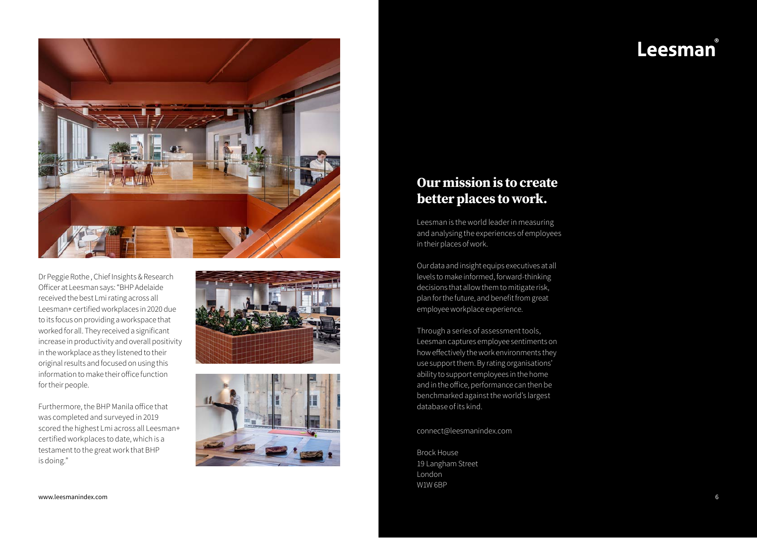Dr Peggie Rothe , Chief Insights & Research Officer at Leesman says: "BHP Adelaide received the best Lmi rating across all Leesman+ certified workplaces in 2020 due to its focus on providing a workspace that worked for all. They received a significant increase in productivity and overall positivity in the workplace as they listened to their original results and focused on using this information to make their office function for their people.

Furthermore, the BHP Manila office that was completed and surveyed in 2019 scored the highest Lmi across all Leesman+ certified workplaces to date, which is a testament to the great work that BHP is doing."

www.leesmanindex.com

Leesman®

## Our mission is to create better places to work.

Leesman is the world leader in measuring and analysing the experiences of employees in their places of work.

Our data and insight equips executives at all levels to make informed, forward-thinking decisions that allow them to mitigate risk, plan for the future, and benefit from great employee workplace experience.

Through a series of assessment tools, Leesman captures employee sentiments on how effectively the work environments they use support them. By rating organisations' ability to support employees in the home and in the office, performance can then be benchmarked against the world's largest database of its kind.

connect@leesmanindex.com

Brock House
19 Langham Street
London
W1W 6BP